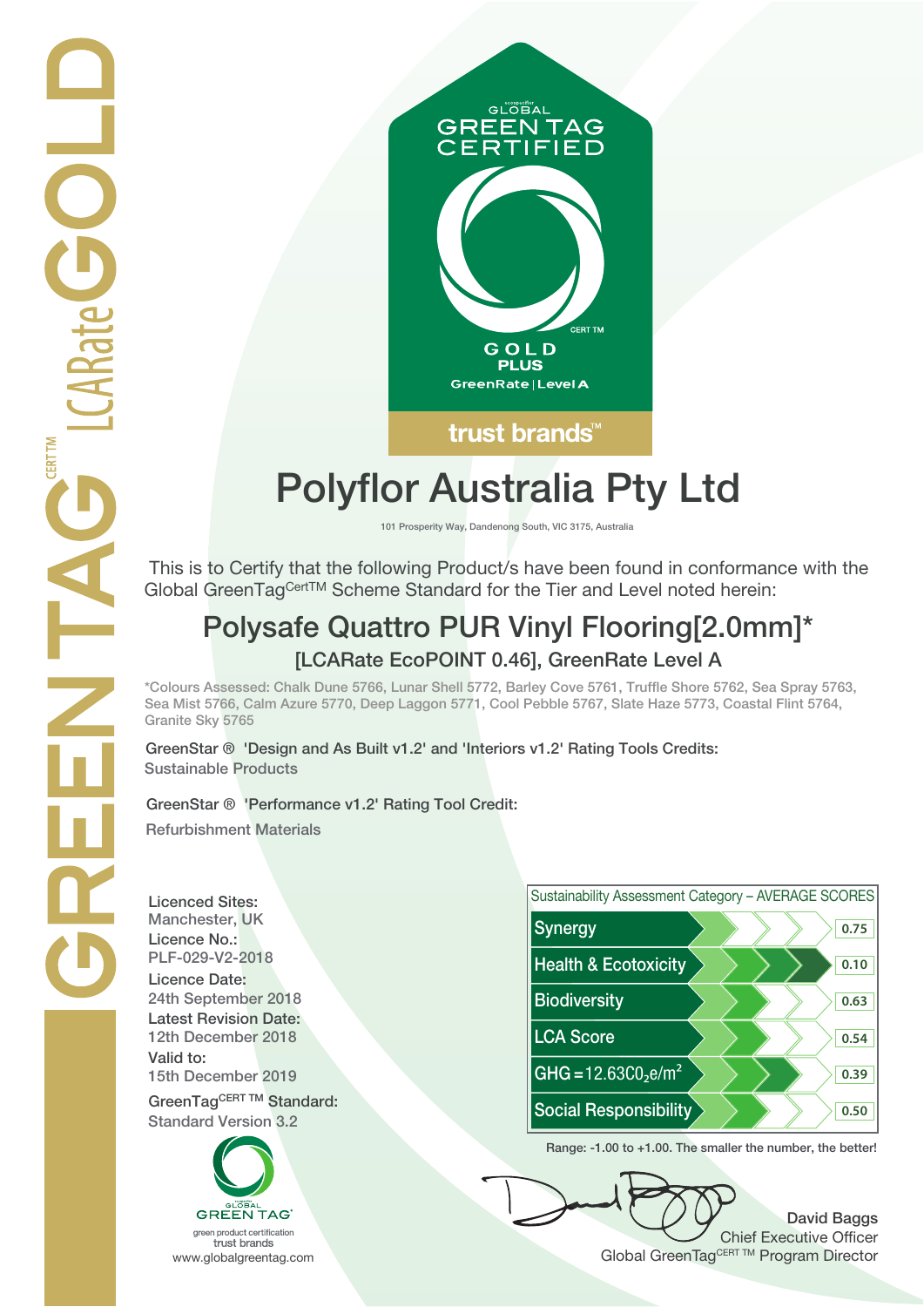GREENTAG CERT TM LCARate GOLD

GLOBAL GREEN TAG CERTIFIED

CERT TM

GOLD PLUS

GreenRate | Level A

trust brands™

# Polyflor Australia Pty Ltd

101 Prosperity Way, Dandenong South, VIC 3175, Australia

This is to Certify that the following Product/s have been found in conformance with the Global GreenTag CertTM Scheme Standard for the Tier and Level noted herein:

## Polysafe Quattro PUR Vinyl Flooring[2.0mm]*

### [LCARate EcoPOINT 0.46], GreenRate Level A

*Colours Assessed: Chalk Dune 5766, Lunar Shell 5772, Barley Cove 5761, Truffle Shore 5762, Sea Spray 5763, Sea Mist 5766, Calm Azure 5770, Deep Laggon 5771, Cool Pebble 5767, Slate Haze 5773, Coastal Flint 5764, Granite Sky 5765

GreenStar ® 'Design and As Built v1.2' and 'Interiors v1.2' Rating Tools Credits:
Sustainable Products

GreenStar ® 'Performance v1.2' Rating Tool Credit:
Refurbishment Materials

**Licenced Sites:**
Manchester, UK

**Licence No.:**
PLF-029-V2-2018

**Licence Date:**
24th September 2018

**Latest Revision Date:**
12th December 2018

**Valid to:**
15th December 2019

**GreenTag CERT TM Standard:**
Standard Version 3.2

| Sustainability Assessment Category – AVERAGE SCORES | |
|---|---|
| Synergy | 0.75 |
| Health & Ecotoxicity | 0.10 |
| Biodiversity | 0.63 |
| LCA Score | 0.54 |
| GHG = 12.63 $CO_2e/m^2$ | 0.39 |
| Social Responsibility | 0.50 |

Range: -1.00 to +1.00. The smaller the number, the better!

GLOBAL GREEN TAG
green product certification
trust brands
www.globalgreentag.com

David Baggs
Chief Executive Officer
Global GreenTag CERT TM Program Director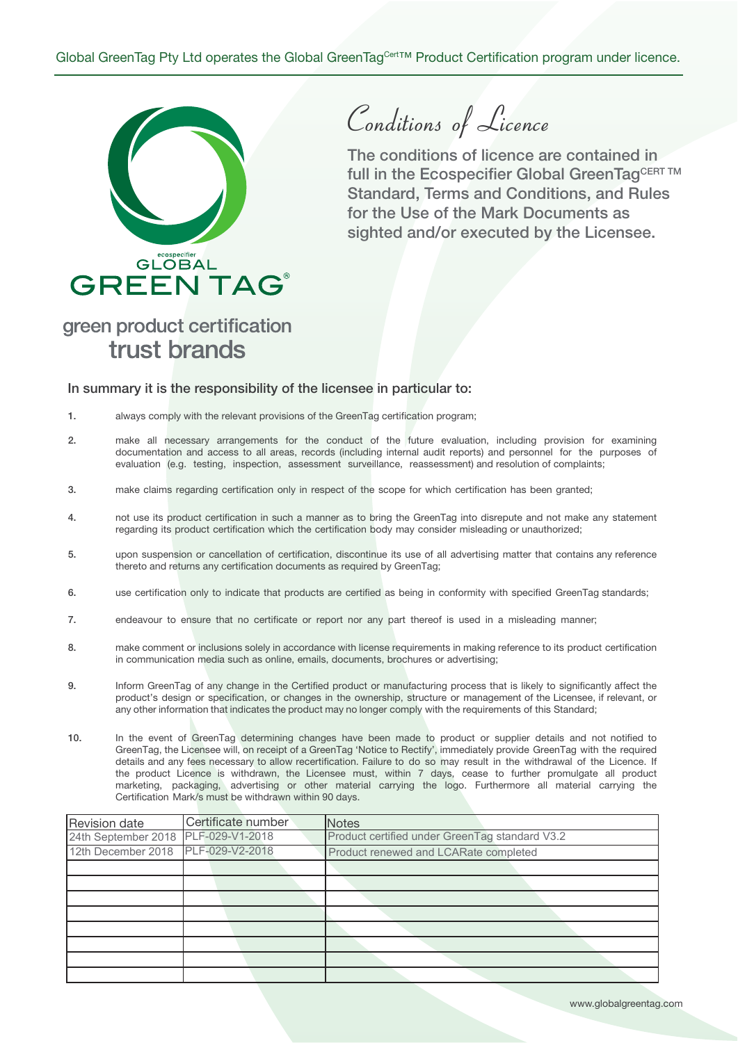Global GreenTag Pty Ltd operates the Global GreenTag[Cert]™ Product Certification program under licence.

ecospecifier GLOBAL GREEN TAG®

green product certification
trust brands

# Conditions of Licence

**The conditions of licence are contained in full in the Ecospecifier Global GreenTag[CERT TM] Standard, Terms and Conditions, and Rules for the Use of the Mark Documents as sighted and/or executed by the Licensee.**

### In summary it is the responsibility of the licensee in particular to:

1. always comply with the relevant provisions of the GreenTag certification program;
2. make all necessary arrangements for the conduct of the future evaluation, including provision for examining documentation and access to all areas, records (including internal audit reports) and personnel for the purposes of evaluation (e.g. testing, inspection, assessment surveillance, reassessment) and resolution of complaints;
3. make claims regarding certification only in respect of the scope for which certification has been granted;
4. not use its product certification in such a manner as to bring the GreenTag into disrepute and not make any statement regarding its product certification which the certification body may consider misleading or unauthorized;
5. upon suspension or cancellation of certification, discontinue its use of all advertising matter that contains any reference thereto and returns any certification documents as required by GreenTag;
6. use certification only to indicate that products are certified as being in conformity with specified GreenTag standards;
7. endeavour to ensure that no certificate or report nor any part thereof is used in a misleading manner;
8. make comment or inclusions solely in accordance with license requirements in making reference to its product certification in communication media such as online, emails, documents, brochures or advertising;
9. Inform GreenTag of any change in the Certified product or manufacturing process that is likely to significantly affect the product's design or specification, or changes in the ownership, structure or management of the Licensee, if relevant, or any other information that indicates the product may no longer comply with the requirements of this Standard;
10. In the event of GreenTag determining changes have been made to product or supplier details and not notified to GreenTag, the Licensee will, on receipt of a GreenTag 'Notice to Rectify', immediately provide GreenTag with the required details and any fees necessary to allow recertification. Failure to do so may result in the withdrawal of the Licence. If the product Licence is withdrawn, the Licensee must, within 7 days, cease to further promulgate all product marketing, packaging, advertising or other material carrying the logo. Furthermore all material carrying the Certification Mark/s must be withdrawn within 90 days.

| Revision date | Certificate number | Notes |
|---|---|---|
| 24th September 2018 | PLF-029-V1-2018 | Product certified under GreenTag standard V3.2 |
| 12th December 2018 | PLF-029-V2-2018 | Product renewed and LCARate completed |
| | | |
| | | |
| | | |
| | | |
| | | |
| | | |
| | | |
| | | |

www.globalgreentag.com